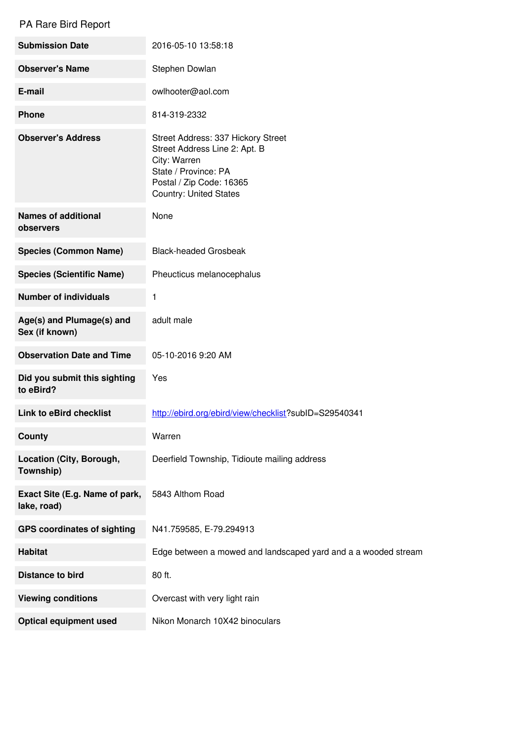PA Rare Bird Report

| | |
|---|---|
| **Submission Date** | 2016-05-10 13:58:18 |
| **Observer's Name** | Stephen Dowlan |
| **E-mail** | owlhooter@aol.com |
| **Phone** | 814-319-2332 |
| **Observer's Address** | Street Address: 337 Hickory Street<br>Street Address Line 2: Apt. B<br>City: Warren<br>State / Province: PA<br>Postal / Zip Code: 16365<br>Country: United States |
| **Names of additional observers** | None |
| **Species (Common Name)** | Black-headed Grosbeak |
| **Species (Scientific Name)** | Pheucticus melanocephalus |
| **Number of individuals** | 1 |
| **Age(s) and Plumage(s) and Sex (if known)** | adult male |
| **Observation Date and Time** | 05-10-2016 9:20 AM |
| **Did you submit this sighting to eBird?** | Yes |
| **Link to eBird checklist** | http://ebird.org/ebird/view/checklist?subID=S29540341 |
| **County** | Warren |
| **Location (City, Borough, Township)** | Deerfield Township, Tidioute mailing address |
| **Exact Site (E.g. Name of park, lake, road)** | 5843 Althom Road |
| **GPS coordinates of sighting** | N41.759585, E-79.294913 |
| **Habitat** | Edge between a mowed and landscaped yard and a a wooded stream |
| **Distance to bird** | 80 ft. |
| **Viewing conditions** | Overcast with very light rain |
| **Optical equipment used** | Nikon Monarch 10X42 binoculars |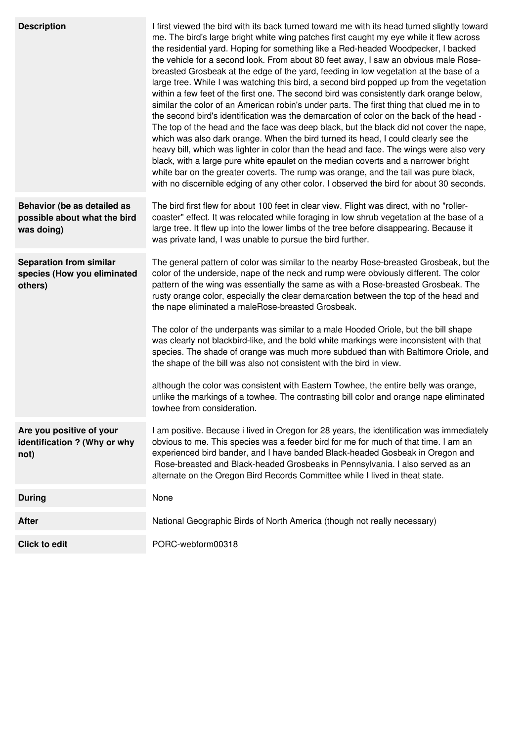| | |
|---|---|
| **Description** | I first viewed the bird with its back turned toward me with its head turned slightly toward me. The bird's large bright white wing patches first caught my eye while it flew across the residential yard. Hoping for something like a Red-headed Woodpecker, I backed the vehicle for a second look. From about 80 feet away, I saw an obvious male Rose-breasted Grosbeak at the edge of the yard, feeding in low vegetation at the base of a large tree. While I was watching this bird, a second bird popped up from the vegetation within a few feet of the first one. The second bird was consistently dark orange below, similar the color of an American robin's under parts. The first thing that clued me in to the second bird's identification was the demarcation of color on the back of the head - The top of the head and the face was deep black, but the black did not cover the nape, which was also dark orange. When the bird turned its head, I could clearly see the heavy bill, which was lighter in color than the head and face. The wings were also very black, with a large pure white epaulet on the median coverts and a narrower bright white bar on the greater coverts. The rump was orange, and the tail was pure black, with no discernible edging of any other color. I observed the bird for about 30 seconds. |
| **Behavior (be as detailed as possible about what the bird was doing)** | The bird first flew for about 100 feet in clear view. Flight was direct, with no "roller-coaster" effect. It was relocated while foraging in low shrub vegetation at the base of a large tree. It flew up into the lower limbs of the tree before disappearing. Because it was private land, I was unable to pursue the bird further. |
| **Separation from similar species (How you eliminated others)** | The general pattern of color was similar to the nearby Rose-breasted Grosbeak, but the color of the underside, nape of the neck and rump were obviously different. The color pattern of the wing was essentially the same as with a Rose-breasted Grosbeak. The rusty orange color, especially the clear demarcation between the top of the head and the nape eliminated a maleRose-breasted Grosbeak.<br><br>The color of the underpants was similar to a male Hooded Oriole, but the bill shape was clearly not blackbird-like, and the bold white markings were inconsistent with that species. The shade of orange was much more subdued than with Baltimore Oriole, and the shape of the bill was also not consistent with the bird in view.<br><br>although the color was consistent with Eastern Towhee, the entire belly was orange, unlike the markings of a towhee. The contrasting bill color and orange nape eliminated towhee from consideration. |
| **Are you positive of your identification ? (Why or why not)** | I am positive. Because i lived in Oregon for 28 years, the identification was immediately obvious to me. This species was a feeder bird for me for much of that time. I am an experienced bird bander, and I have banded Black-headed Gosbeak in Oregon and Rose-breasted and Black-headed Grosbeaks in Pennsylvania. I also served as an alternate on the Oregon Bird Records Committee while I lived in theat state. |
| **During** | None |
| **After** | National Geographic Birds of North America (though not really necessary) |
| **Click to edit** | PORC-webform00318 |